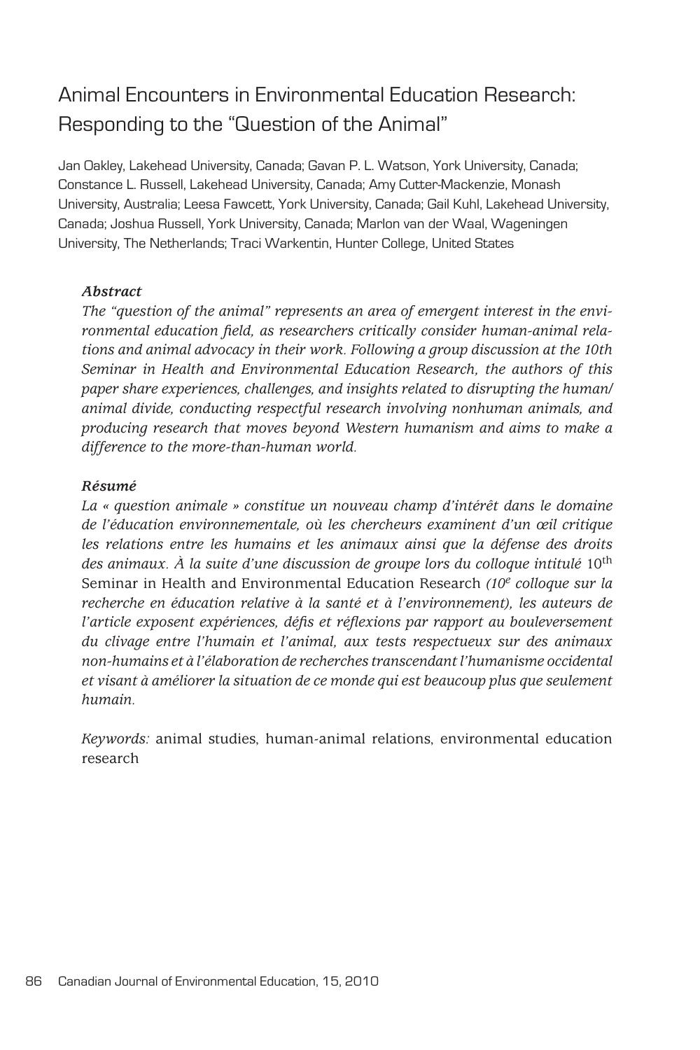# Animal Encounters in Environmental Education Research: Responding to the "Question of the Animal"

Jan Oakley, Lakehead University, Canada; Gavan P. L. Watson, York University, Canada; Constance L. Russell, Lakehead University, Canada; Amy Cutter-Mackenzie, Monash University, Australia; Leesa Fawcett, York University, Canada; Gail Kuhl, Lakehead University, Canada; Joshua Russell, York University, Canada; Marlon van der Waal, Wageningen University, The Netherlands; Traci Warkentin, Hunter College, United States

### *Abstract*

*The "question of the animal" represents an area of emergent interest in the environmental education field, as researchers critically consider human-animal relations and animal advocacy in their work. Following a group discussion at the 10th Seminar in Health and Environmental Education Research, the authors of this paper share experiences, challenges, and insights related to disrupting the human/animal divide, conducting respectful research involving nonhuman animals, and producing research that moves beyond Western humanism and aims to make a difference to the more-than-human world.*

### *Résumé*

*La « question animale » constitue un nouveau champ d'intérêt dans le domaine de l'éducation environnementale, où les chercheurs examinent d'un œil critique les relations entre les humains et les animaux ainsi que la défense des droits des animaux. À la suite d'une discussion de groupe lors du colloque intitulé* 10th Seminar in Health and Environmental Education Research *(10e colloque sur la recherche en éducation relative à la santé et à l'environnement), les auteurs de l'article exposent expériences, défis et réflexions par rapport au bouleversement du clivage entre l'humain et l'animal, aux tests respectueux sur des animaux non-humains et à l'élaboration de recherches transcendant l'humanisme occidental et visant à améliorer la situation de ce monde qui est beaucoup plus que seulement humain.*

*Keywords:* animal studies, human-animal relations, environmental education research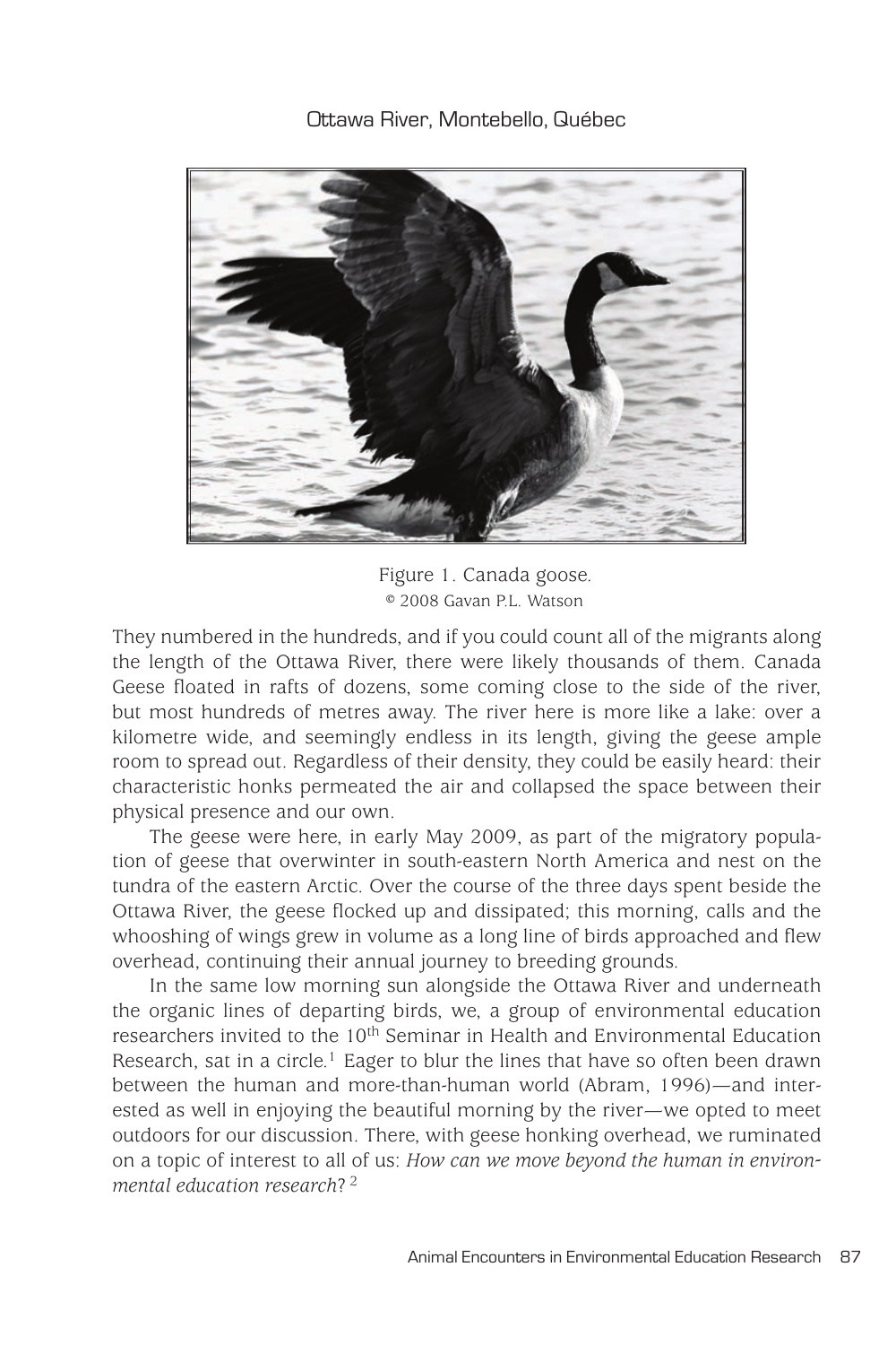Ottawa River, Montebello, Québec

Figure 1. Canada goose.
© 2008 Gavan P.L. Watson

They numbered in the hundreds, and if you could count all of the migrants along the length of the Ottawa River, there were likely thousands of them. Canada Geese floated in rafts of dozens, some coming close to the side of the river, but most hundreds of metres away. The river here is more like a lake: over a kilometre wide, and seemingly endless in its length, giving the geese ample room to spread out. Regardless of their density, they could be easily heard: their characteristic honks permeated the air and collapsed the space between their physical presence and our own.

The geese were here, in early May 2009, as part of the migratory population of geese that overwinter in south-eastern North America and nest on the tundra of the eastern Arctic. Over the course of the three days spent beside the Ottawa River, the geese flocked up and dissipated; this morning, calls and the whooshing of wings grew in volume as a long line of birds approached and flew overhead, continuing their annual journey to breeding grounds.

In the same low morning sun alongside the Ottawa River and underneath the organic lines of departing birds, we, a group of environmental education researchers invited to the 10th Seminar in Health and Environmental Education Research, sat in a circle.[1] Eager to blur the lines that have so often been drawn between the human and more-than-human world (Abram, 1996)—and interested as well in enjoying the beautiful morning by the river—we opted to meet outdoors for our discussion. There, with geese honking overhead, we ruminated on a topic of interest to all of us: *How can we move beyond the human in environmental education research?* [2]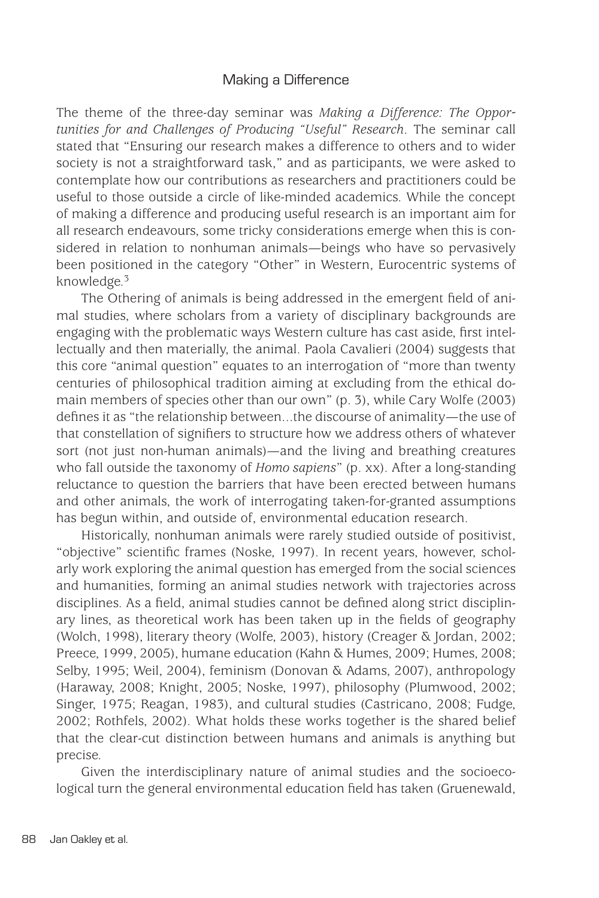## Making a Difference

The theme of the three-day seminar was *Making a Difference: The Opportunities for and Challenges of Producing "Useful" Research*. The seminar call stated that "Ensuring our research makes a difference to others and to wider society is not a straightforward task," and as participants, we were asked to contemplate how our contributions as researchers and practitioners could be useful to those outside a circle of like-minded academics. While the concept of making a difference and producing useful research is an important aim for all research endeavours, some tricky considerations emerge when this is considered in relation to nonhuman animals—beings who have so pervasively been positioned in the category "Other" in Western, Eurocentric systems of knowledge.[3]

The Othering of animals is being addressed in the emergent field of animal studies, where scholars from a variety of disciplinary backgrounds are engaging with the problematic ways Western culture has cast aside, first intellectually and then materially, the animal. Paola Cavalieri (2004) suggests that this core "animal question" equates to an interrogation of "more than twenty centuries of philosophical tradition aiming at excluding from the ethical domain members of species other than our own" (p. 3), while Cary Wolfe (2003) defines it as "the relationship between…the discourse of animality—the use of that constellation of signifiers to structure how we address others of whatever sort (not just non-human animals)—and the living and breathing creatures who fall outside the taxonomy of *Homo sapiens*" (p. xx). After a long-standing reluctance to question the barriers that have been erected between humans and other animals, the work of interrogating taken-for-granted assumptions has begun within, and outside of, environmental education research.

Historically, nonhuman animals were rarely studied outside of positivist, "objective" scientific frames (Noske, 1997). In recent years, however, scholarly work exploring the animal question has emerged from the social sciences and humanities, forming an animal studies network with trajectories across disciplines. As a field, animal studies cannot be defined along strict disciplinary lines, as theoretical work has been taken up in the fields of geography (Wolch, 1998), literary theory (Wolfe, 2003), history (Creager & Jordan, 2002; Preece, 1999, 2005), humane education (Kahn & Humes, 2009; Humes, 2008; Selby, 1995; Weil, 2004), feminism (Donovan & Adams, 2007), anthropology (Haraway, 2008; Knight, 2005; Noske, 1997), philosophy (Plumwood, 2002; Singer, 1975; Reagan, 1983), and cultural studies (Castricano, 2008; Fudge, 2002; Rothfels, 2002). What holds these works together is the shared belief that the clear-cut distinction between humans and animals is anything but precise.

Given the interdisciplinary nature of animal studies and the socioecological turn the general environmental education field has taken (Gruenewald,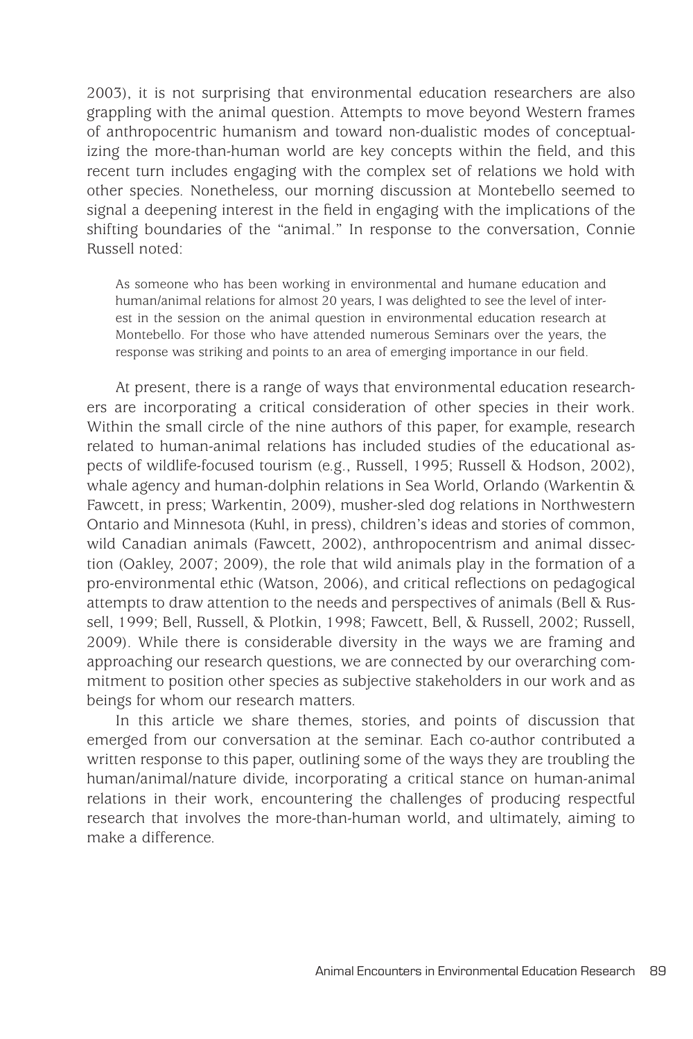2003), it is not surprising that environmental education researchers are also grappling with the animal question. Attempts to move beyond Western frames of anthropocentric humanism and toward non-dualistic modes of conceptualizing the more-than-human world are key concepts within the field, and this recent turn includes engaging with the complex set of relations we hold with other species. Nonetheless, our morning discussion at Montebello seemed to signal a deepening interest in the field in engaging with the implications of the shifting boundaries of the "animal." In response to the conversation, Connie Russell noted:

> As someone who has been working in environmental and humane education and human/animal relations for almost 20 years, I was delighted to see the level of interest in the session on the animal question in environmental education research at Montebello. For those who have attended numerous Seminars over the years, the response was striking and points to an area of emerging importance in our field.

At present, there is a range of ways that environmental education researchers are incorporating a critical consideration of other species in their work. Within the small circle of the nine authors of this paper, for example, research related to human-animal relations has included studies of the educational aspects of wildlife-focused tourism (e.g., Russell, 1995; Russell & Hodson, 2002), whale agency and human-dolphin relations in Sea World, Orlando (Warkentin & Fawcett, in press; Warkentin, 2009), musher-sled dog relations in Northwestern Ontario and Minnesota (Kuhl, in press), children's ideas and stories of common, wild Canadian animals (Fawcett, 2002), anthropocentrism and animal dissection (Oakley, 2007; 2009), the role that wild animals play in the formation of a pro-environmental ethic (Watson, 2006), and critical reflections on pedagogical attempts to draw attention to the needs and perspectives of animals (Bell & Russell, 1999; Bell, Russell, & Plotkin, 1998; Fawcett, Bell, & Russell, 2002; Russell, 2009). While there is considerable diversity in the ways we are framing and approaching our research questions, we are connected by our overarching commitment to position other species as subjective stakeholders in our work and as beings for whom our research matters.

In this article we share themes, stories, and points of discussion that emerged from our conversation at the seminar. Each co-author contributed a written response to this paper, outlining some of the ways they are troubling the human/animal/nature divide, incorporating a critical stance on human-animal relations in their work, encountering the challenges of producing respectful research that involves the more-than-human world, and ultimately, aiming to make a difference.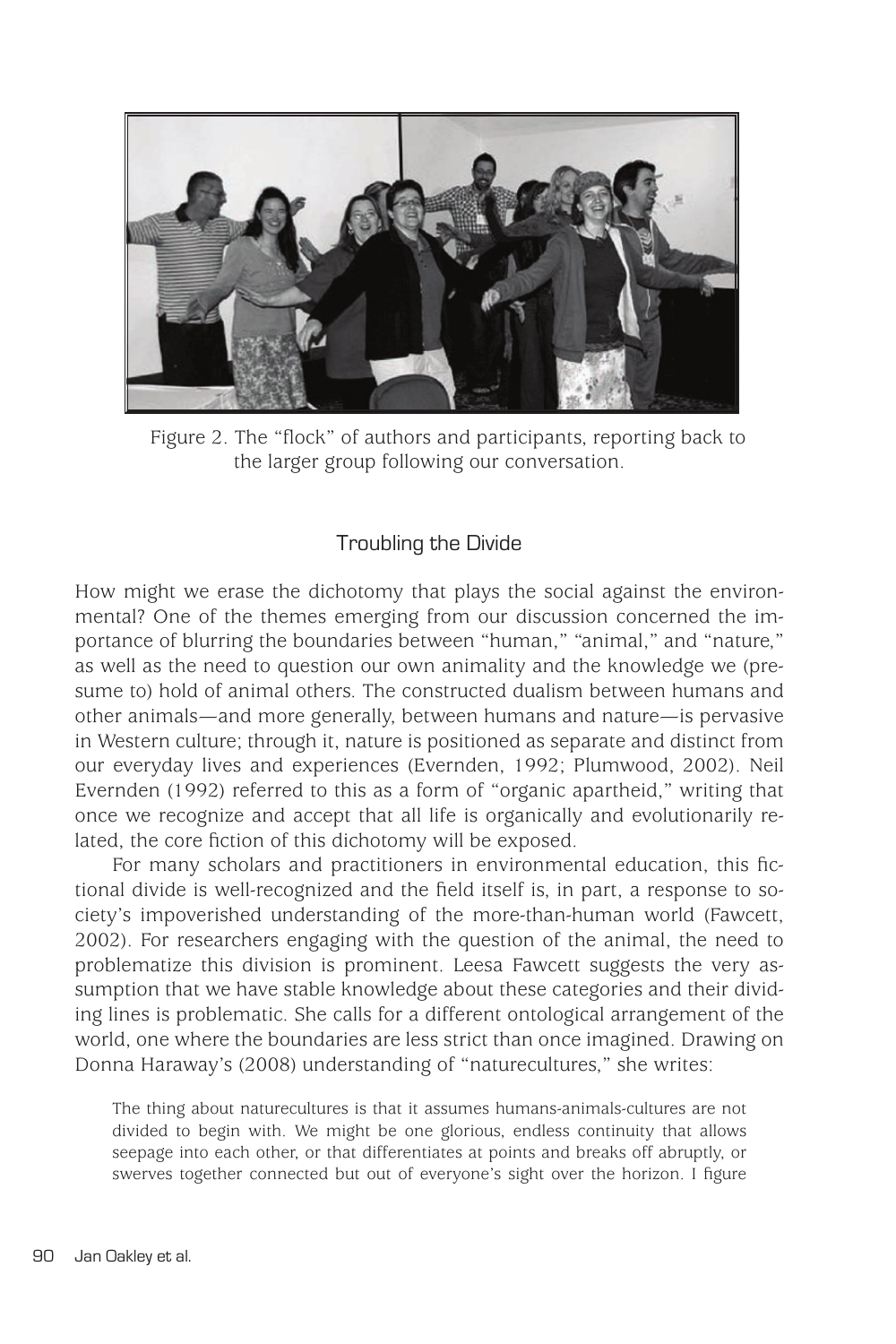Figure 2. The "flock" of authors and participants, reporting back to the larger group following our conversation.

## Troubling the Divide

How might we erase the dichotomy that plays the social against the environmental? One of the themes emerging from our discussion concerned the importance of blurring the boundaries between "human," "animal," and "nature," as well as the need to question our own animality and the knowledge we (presume to) hold of animal others. The constructed dualism between humans and other animals—and more generally, between humans and nature—is pervasive in Western culture; through it, nature is positioned as separate and distinct from our everyday lives and experiences (Evernden, 1992; Plumwood, 2002). Neil Evernden (1992) referred to this as a form of "organic apartheid," writing that once we recognize and accept that all life is organically and evolutionarily related, the core fiction of this dichotomy will be exposed.

For many scholars and practitioners in environmental education, this fictional divide is well-recognized and the field itself is, in part, a response to society's impoverished understanding of the more-than-human world (Fawcett, 2002). For researchers engaging with the question of the animal, the need to problematize this division is prominent. Leesa Fawcett suggests the very assumption that we have stable knowledge about these categories and their dividing lines is problematic. She calls for a different ontological arrangement of the world, one where the boundaries are less strict than once imagined. Drawing on Donna Haraway's (2008) understanding of "naturecultures," she writes:

> The thing about naturecultures is that it assumes humans-animals-cultures are not divided to begin with. We might be one glorious, endless continuity that allows seepage into each other, or that differentiates at points and breaks off abruptly, or swerves together connected but out of everyone's sight over the horizon. I figure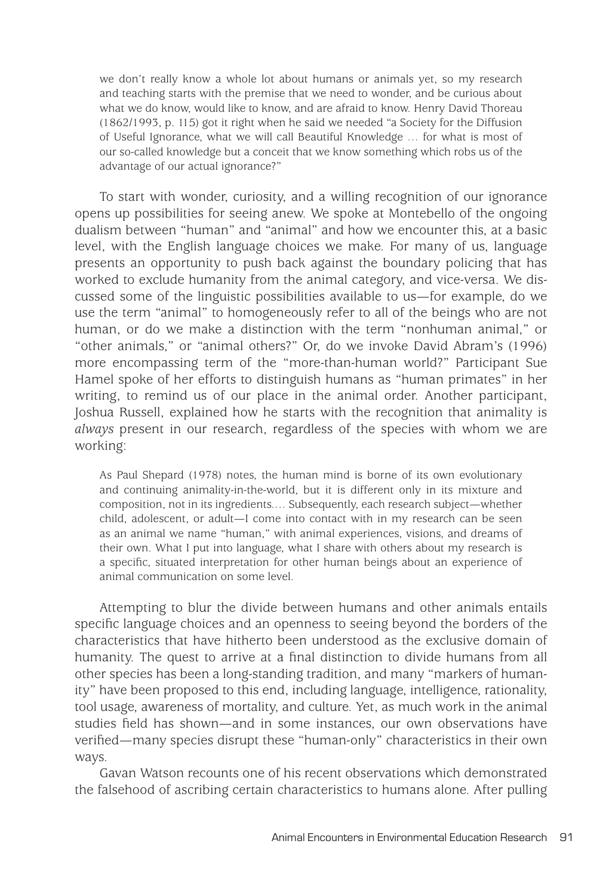> we don't really know a whole lot about humans or animals yet, so my research and teaching starts with the premise that we need to wonder, and be curious about what we do know, would like to know, and are afraid to know. Henry David Thoreau (1862/1993, p. 115) got it right when he said we needed "a Society for the Diffusion of Useful Ignorance, what we will call Beautiful Knowledge … for what is most of our so-called knowledge but a conceit that we know something which robs us of the advantage of our actual ignorance?"

To start with wonder, curiosity, and a willing recognition of our ignorance opens up possibilities for seeing anew. We spoke at Montebello of the ongoing dualism between "human" and "animal" and how we encounter this, at a basic level, with the English language choices we make. For many of us, language presents an opportunity to push back against the boundary policing that has worked to exclude humanity from the animal category, and vice-versa. We discussed some of the linguistic possibilities available to us—for example, do we use the term "animal" to homogeneously refer to all of the beings who are not human, or do we make a distinction with the term "nonhuman animal," or "other animals," or "animal others?" Or, do we invoke David Abram's (1996) more encompassing term of the "more-than-human world?" Participant Sue Hamel spoke of her efforts to distinguish humans as "human primates" in her writing, to remind us of our place in the animal order. Another participant, Joshua Russell, explained how he starts with the recognition that animality is *always* present in our research, regardless of the species with whom we are working:

> As Paul Shepard (1978) notes, the human mind is borne of its own evolutionary and continuing animality-in-the-world, but it is different only in its mixture and composition, not in its ingredients.… Subsequently, each research subject—whether child, adolescent, or adult—I come into contact with in my research can be seen as an animal we name "human," with animal experiences, visions, and dreams of their own. What I put into language, what I share with others about my research is a specific, situated interpretation for other human beings about an experience of animal communication on some level.

Attempting to blur the divide between humans and other animals entails specific language choices and an openness to seeing beyond the borders of the characteristics that have hitherto been understood as the exclusive domain of humanity. The quest to arrive at a final distinction to divide humans from all other species has been a long-standing tradition, and many "markers of humanity" have been proposed to this end, including language, intelligence, rationality, tool usage, awareness of mortality, and culture. Yet, as much work in the animal studies field has shown—and in some instances, our own observations have verified—many species disrupt these "human-only" characteristics in their own ways.

Gavan Watson recounts one of his recent observations which demonstrated the falsehood of ascribing certain characteristics to humans alone. After pulling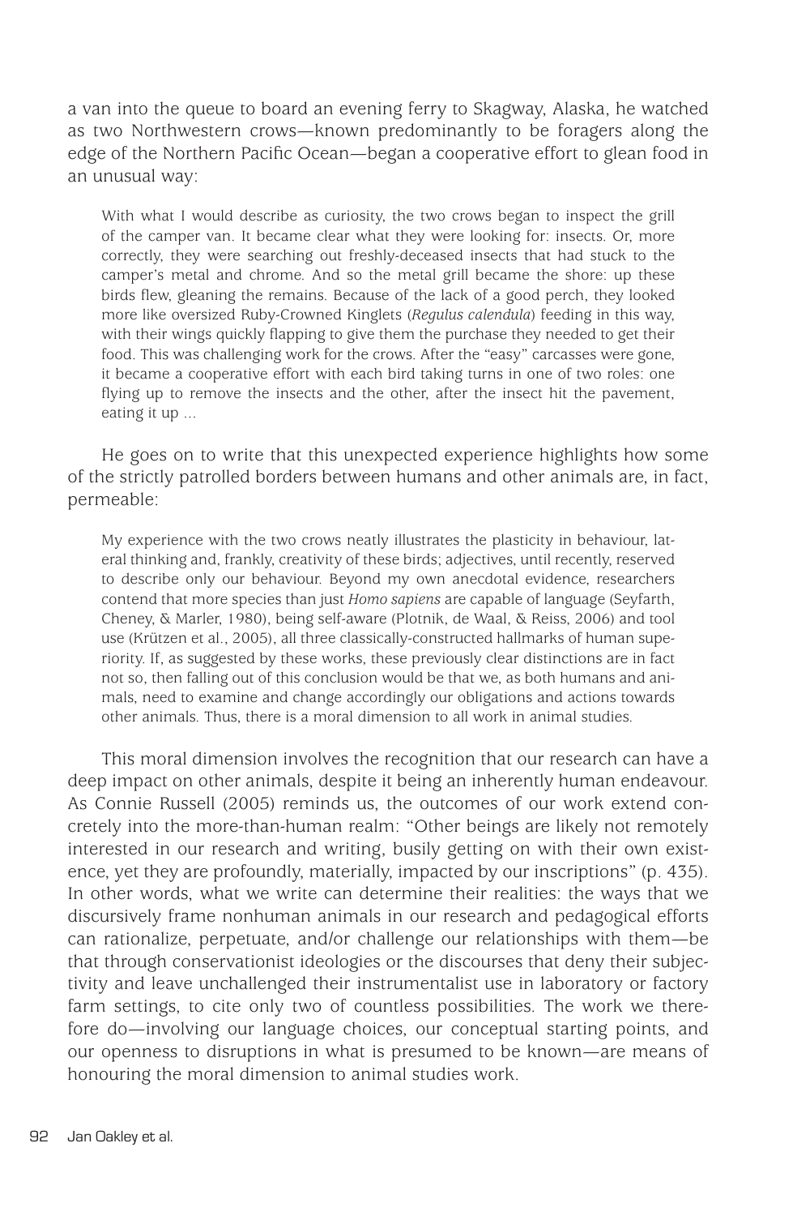a van into the queue to board an evening ferry to Skagway, Alaska, he watched as two Northwestern crows—known predominantly to be foragers along the edge of the Northern Pacific Ocean—began a cooperative effort to glean food in an unusual way:

> With what I would describe as curiosity, the two crows began to inspect the grill of the camper van. It became clear what they were looking for: insects. Or, more correctly, they were searching out freshly-deceased insects that had stuck to the camper's metal and chrome. And so the metal grill became the shore: up these birds flew, gleaning the remains. Because of the lack of a good perch, they looked more like oversized Ruby-Crowned Kinglets (*Regulus calendula*) feeding in this way, with their wings quickly flapping to give them the purchase they needed to get their food. This was challenging work for the crows. After the "easy" carcasses were gone, it became a cooperative effort with each bird taking turns in one of two roles: one flying up to remove the insects and the other, after the insect hit the pavement, eating it up ...

He goes on to write that this unexpected experience highlights how some of the strictly patrolled borders between humans and other animals are, in fact, permeable:

> My experience with the two crows neatly illustrates the plasticity in behaviour, lateral thinking and, frankly, creativity of these birds; adjectives, until recently, reserved to describe only our behaviour. Beyond my own anecdotal evidence, researchers contend that more species than just *Homo sapiens* are capable of language (Seyfarth, Cheney, & Marler, 1980), being self-aware (Plotnik, de Waal, & Reiss, 2006) and tool use (Krützen et al., 2005), all three classically-constructed hallmarks of human superiority. If, as suggested by these works, these previously clear distinctions are in fact not so, then falling out of this conclusion would be that we, as both humans and animals, need to examine and change accordingly our obligations and actions towards other animals. Thus, there is a moral dimension to all work in animal studies.

This moral dimension involves the recognition that our research can have a deep impact on other animals, despite it being an inherently human endeavour. As Connie Russell (2005) reminds us, the outcomes of our work extend concretely into the more-than-human realm: "Other beings are likely not remotely interested in our research and writing, busily getting on with their own existence, yet they are profoundly, materially, impacted by our inscriptions" (p. 435). In other words, what we write can determine their realities: the ways that we discursively frame nonhuman animals in our research and pedagogical efforts can rationalize, perpetuate, and/or challenge our relationships with them—be that through conservationist ideologies or the discourses that deny their subjectivity and leave unchallenged their instrumentalist use in laboratory or factory farm settings, to cite only two of countless possibilities. The work we therefore do—involving our language choices, our conceptual starting points, and our openness to disruptions in what is presumed to be known—are means of honouring the moral dimension to animal studies work.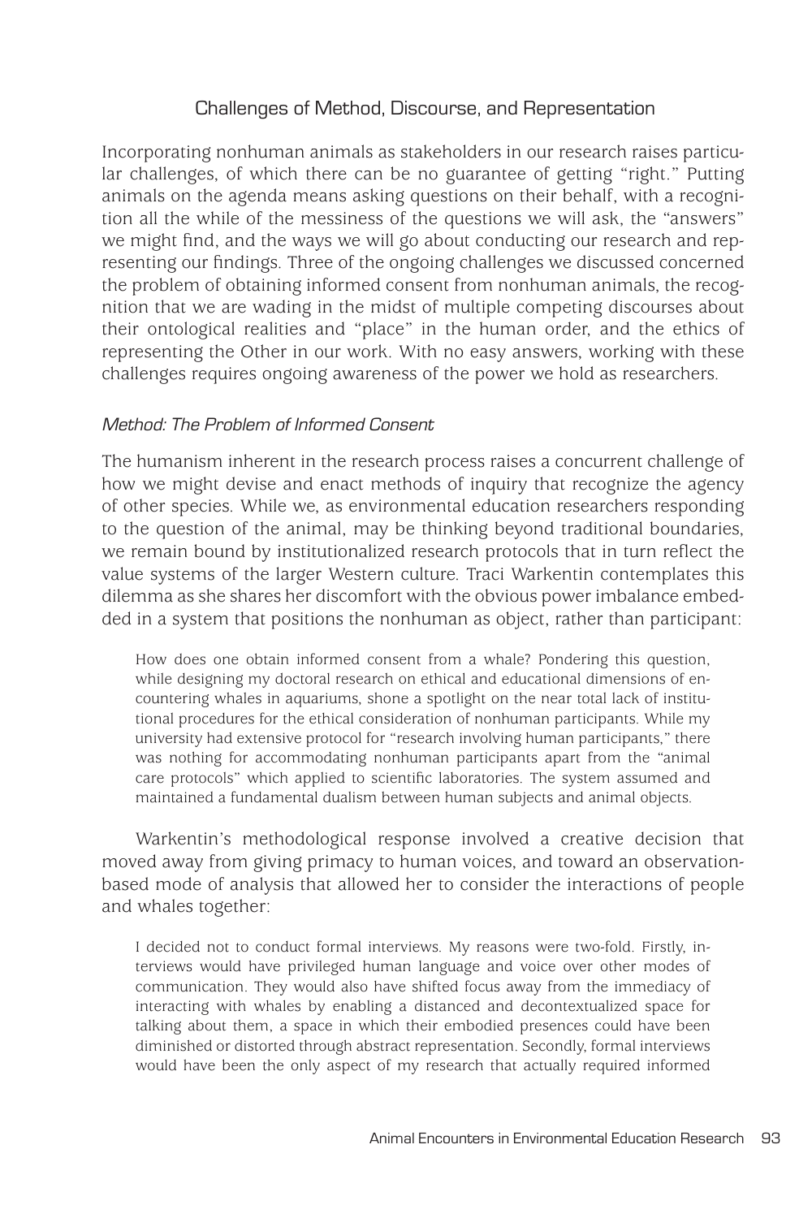## Challenges of Method, Discourse, and Representation

Incorporating nonhuman animals as stakeholders in our research raises particular challenges, of which there can be no guarantee of getting "right." Putting animals on the agenda means asking questions on their behalf, with a recognition all the while of the messiness of the questions we will ask, the "answers" we might find, and the ways we will go about conducting our research and representing our findings. Three of the ongoing challenges we discussed concerned the problem of obtaining informed consent from nonhuman animals, the recognition that we are wading in the midst of multiple competing discourses about their ontological realities and "place" in the human order, and the ethics of representing the Other in our work. With no easy answers, working with these challenges requires ongoing awareness of the power we hold as researchers.

### *Method: The Problem of Informed Consent*

The humanism inherent in the research process raises a concurrent challenge of how we might devise and enact methods of inquiry that recognize the agency of other species. While we, as environmental education researchers responding to the question of the animal, may be thinking beyond traditional boundaries, we remain bound by institutionalized research protocols that in turn reflect the value systems of the larger Western culture. Traci Warkentin contemplates this dilemma as she shares her discomfort with the obvious power imbalance embedded in a system that positions the nonhuman as object, rather than participant:

> How does one obtain informed consent from a whale? Pondering this question, while designing my doctoral research on ethical and educational dimensions of encountering whales in aquariums, shone a spotlight on the near total lack of institutional procedures for the ethical consideration of nonhuman participants. While my university had extensive protocol for "research involving human participants," there was nothing for accommodating nonhuman participants apart from the "animal care protocols" which applied to scientific laboratories. The system assumed and maintained a fundamental dualism between human subjects and animal objects.

Warkentin's methodological response involved a creative decision that moved away from giving primacy to human voices, and toward an observation-based mode of analysis that allowed her to consider the interactions of people and whales together:

> I decided not to conduct formal interviews. My reasons were two-fold. Firstly, interviews would have privileged human language and voice over other modes of communication. They would also have shifted focus away from the immediacy of interacting with whales by enabling a distanced and decontextualized space for talking about them, a space in which their embodied presences could have been diminished or distorted through abstract representation. Secondly, formal interviews would have been the only aspect of my research that actually required informed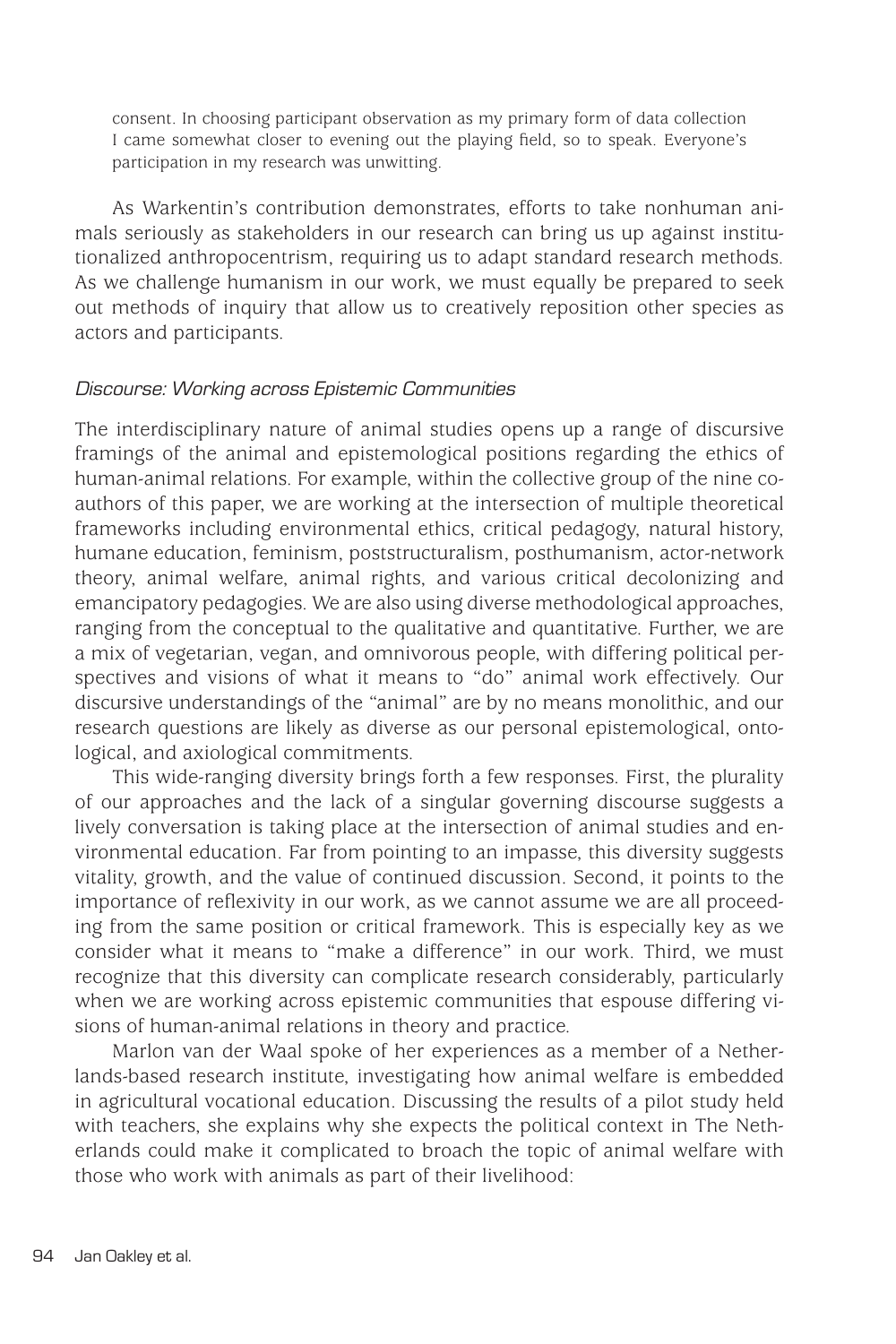> consent. In choosing participant observation as my primary form of data collection I came somewhat closer to evening out the playing field, so to speak. Everyone's participation in my research was unwitting.

As Warkentin's contribution demonstrates, efforts to take nonhuman animals seriously as stakeholders in our research can bring us up against institutionalized anthropocentrism, requiring us to adapt standard research methods. As we challenge humanism in our work, we must equally be prepared to seek out methods of inquiry that allow us to creatively reposition other species as actors and participants.

### *Discourse: Working across Epistemic Communities*

The interdisciplinary nature of animal studies opens up a range of discursive framings of the animal and epistemological positions regarding the ethics of human-animal relations. For example, within the collective group of the nine co-authors of this paper, we are working at the intersection of multiple theoretical frameworks including environmental ethics, critical pedagogy, natural history, humane education, feminism, poststructuralism, posthumanism, actor-network theory, animal welfare, animal rights, and various critical decolonizing and emancipatory pedagogies. We are also using diverse methodological approaches, ranging from the conceptual to the qualitative and quantitative. Further, we are a mix of vegetarian, vegan, and omnivorous people, with differing political perspectives and visions of what it means to "do" animal work effectively. Our discursive understandings of the "animal" are by no means monolithic, and our research questions are likely as diverse as our personal epistemological, ontological, and axiological commitments.

This wide-ranging diversity brings forth a few responses. First, the plurality of our approaches and the lack of a singular governing discourse suggests a lively conversation is taking place at the intersection of animal studies and environmental education. Far from pointing to an impasse, this diversity suggests vitality, growth, and the value of continued discussion. Second, it points to the importance of reflexivity in our work, as we cannot assume we are all proceeding from the same position or critical framework. This is especially key as we consider what it means to "make a difference" in our work. Third, we must recognize that this diversity can complicate research considerably, particularly when we are working across epistemic communities that espouse differing visions of human-animal relations in theory and practice.

Marlon van der Waal spoke of her experiences as a member of a Netherlands-based research institute, investigating how animal welfare is embedded in agricultural vocational education. Discussing the results of a pilot study held with teachers, she explains why she expects the political context in The Netherlands could make it complicated to broach the topic of animal welfare with those who work with animals as part of their livelihood: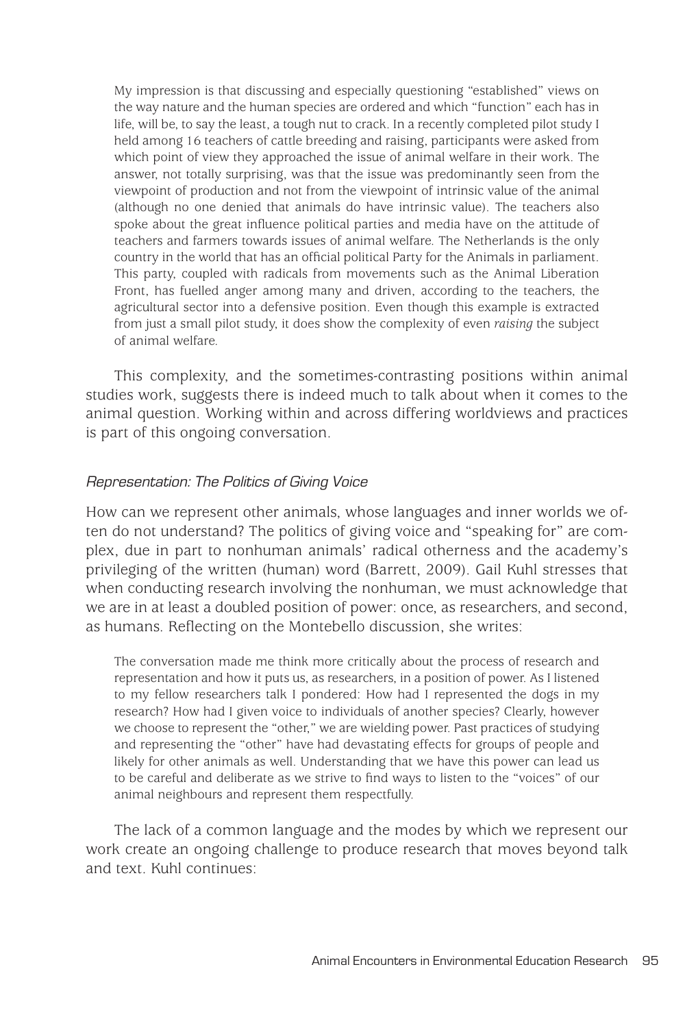> My impression is that discussing and especially questioning "established" views on the way nature and the human species are ordered and which "function" each has in life, will be, to say the least, a tough nut to crack. In a recently completed pilot study I held among 16 teachers of cattle breeding and raising, participants were asked from which point of view they approached the issue of animal welfare in their work. The answer, not totally surprising, was that the issue was predominantly seen from the viewpoint of production and not from the viewpoint of intrinsic value of the animal (although no one denied that animals do have intrinsic value). The teachers also spoke about the great influence political parties and media have on the attitude of teachers and farmers towards issues of animal welfare. The Netherlands is the only country in the world that has an official political Party for the Animals in parliament. This party, coupled with radicals from movements such as the Animal Liberation Front, has fuelled anger among many and driven, according to the teachers, the agricultural sector into a defensive position. Even though this example is extracted from just a small pilot study, it does show the complexity of even *raising* the subject of animal welfare.

This complexity, and the sometimes-contrasting positions within animal studies work, suggests there is indeed much to talk about when it comes to the animal question. Working within and across differing worldviews and practices is part of this ongoing conversation.

### *Representation: The Politics of Giving Voice*

How can we represent other animals, whose languages and inner worlds we often do not understand? The politics of giving voice and "speaking for" are complex, due in part to nonhuman animals' radical otherness and the academy's privileging of the written (human) word (Barrett, 2009). Gail Kuhl stresses that when conducting research involving the nonhuman, we must acknowledge that we are in at least a doubled position of power: once, as researchers, and second, as humans. Reflecting on the Montebello discussion, she writes:

> The conversation made me think more critically about the process of research and representation and how it puts us, as researchers, in a position of power. As I listened to my fellow researchers talk I pondered: How had I represented the dogs in my research? How had I given voice to individuals of another species? Clearly, however we choose to represent the "other," we are wielding power. Past practices of studying and representing the "other" have had devastating effects for groups of people and likely for other animals as well. Understanding that we have this power can lead us to be careful and deliberate as we strive to find ways to listen to the "voices" of our animal neighbours and represent them respectfully.

The lack of a common language and the modes by which we represent our work create an ongoing challenge to produce research that moves beyond talk and text. Kuhl continues: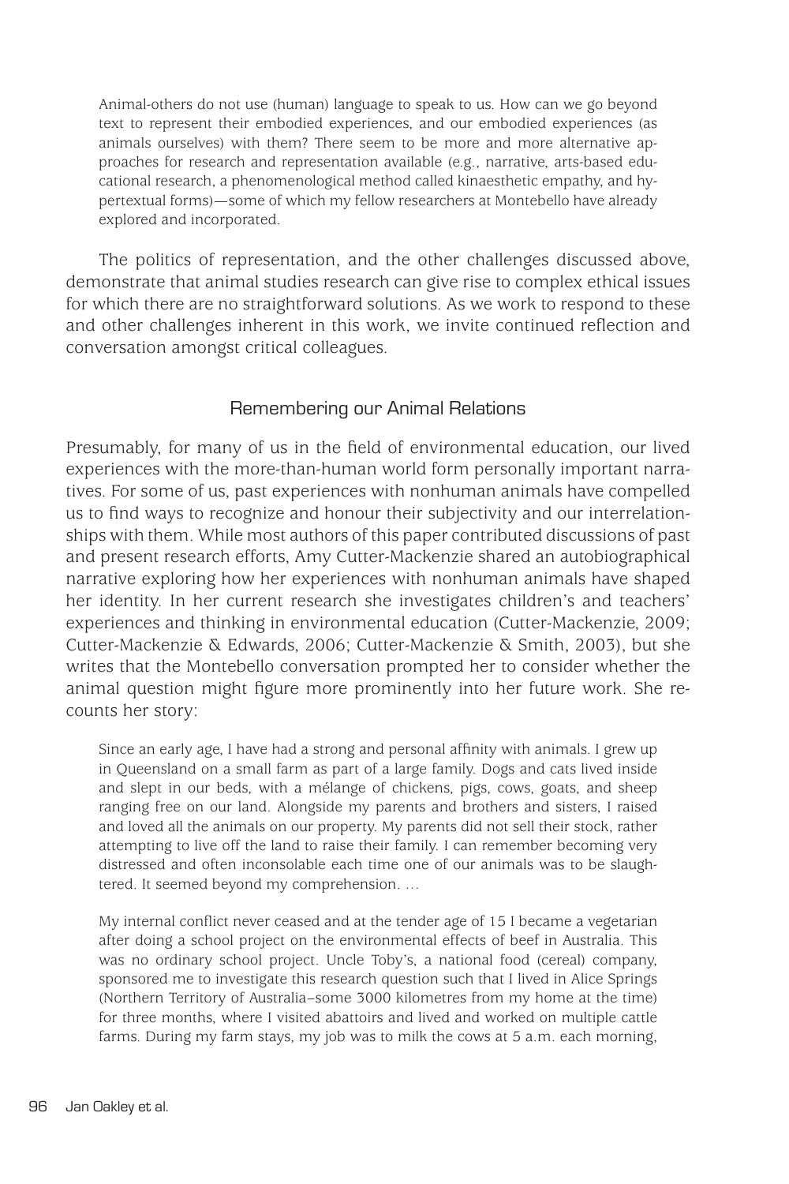> Animal-others do not use (human) language to speak to us. How can we go beyond text to represent their embodied experiences, and our embodied experiences (as animals ourselves) with them? There seem to be more and more alternative approaches for research and representation available (e.g., narrative, arts-based educational research, a phenomenological method called kinaesthetic empathy, and hypertextual forms)—some of which my fellow researchers at Montebello have already explored and incorporated.

The politics of representation, and the other challenges discussed above, demonstrate that animal studies research can give rise to complex ethical issues for which there are no straightforward solutions. As we work to respond to these and other challenges inherent in this work, we invite continued reflection and conversation amongst critical colleagues.

## Remembering our Animal Relations

Presumably, for many of us in the field of environmental education, our lived experiences with the more-than-human world form personally important narratives. For some of us, past experiences with nonhuman animals have compelled us to find ways to recognize and honour their subjectivity and our interrelationships with them. While most authors of this paper contributed discussions of past and present research efforts, Amy Cutter-Mackenzie shared an autobiographical narrative exploring how her experiences with nonhuman animals have shaped her identity. In her current research she investigates children's and teachers' experiences and thinking in environmental education (Cutter-Mackenzie, 2009; Cutter-Mackenzie & Edwards, 2006; Cutter-Mackenzie & Smith, 2003), but she writes that the Montebello conversation prompted her to consider whether the animal question might figure more prominently into her future work. She recounts her story:

> Since an early age, I have had a strong and personal affinity with animals. I grew up in Queensland on a small farm as part of a large family. Dogs and cats lived inside and slept in our beds, with a mélange of chickens, pigs, cows, goats, and sheep ranging free on our land. Alongside my parents and brothers and sisters, I raised and loved all the animals on our property. My parents did not sell their stock, rather attempting to live off the land to raise their family. I can remember becoming very distressed and often inconsolable each time one of our animals was to be slaughtered. It seemed beyond my comprehension. …
>
> My internal conflict never ceased and at the tender age of 15 I became a vegetarian after doing a school project on the environmental effects of beef in Australia. This was no ordinary school project. Uncle Toby's, a national food (cereal) company, sponsored me to investigate this research question such that I lived in Alice Springs (Northern Territory of Australia–some 3000 kilometres from my home at the time) for three months, where I visited abattoirs and lived and worked on multiple cattle farms. During my farm stays, my job was to milk the cows at 5 a.m. each morning,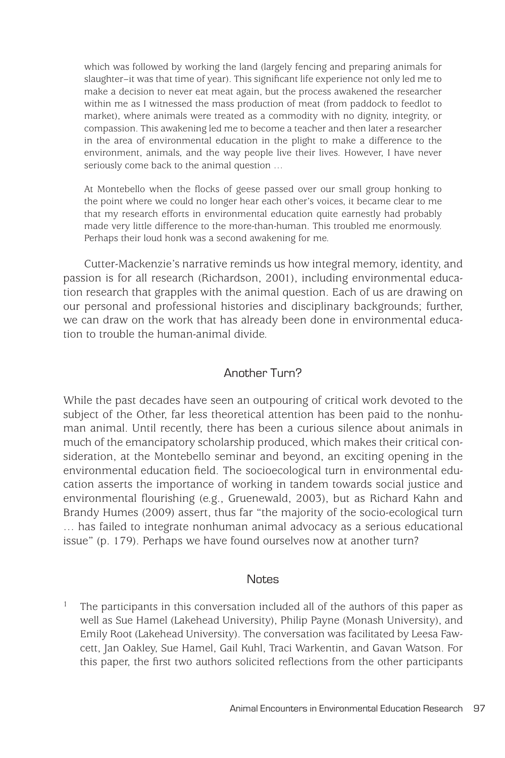> which was followed by working the land (largely fencing and preparing animals for slaughter–it was that time of year). This significant life experience not only led me to make a decision to never eat meat again, but the process awakened the researcher within me as I witnessed the mass production of meat (from paddock to feedlot to market), where animals were treated as a commodity with no dignity, integrity, or compassion. This awakening led me to become a teacher and then later a researcher in the area of environmental education in the plight to make a difference to the environment, animals, and the way people live their lives. However, I have never seriously come back to the animal question …
>
> At Montebello when the flocks of geese passed over our small group honking to the point where we could no longer hear each other's voices, it became clear to me that my research efforts in environmental education quite earnestly had probably made very little difference to the more-than-human. This troubled me enormously. Perhaps their loud honk was a second awakening for me.

Cutter-Mackenzie's narrative reminds us how integral memory, identity, and passion is for all research (Richardson, 2001), including environmental education research that grapples with the animal question. Each of us are drawing on our personal and professional histories and disciplinary backgrounds; further, we can draw on the work that has already been done in environmental education to trouble the human-animal divide.

## Another Turn?

While the past decades have seen an outpouring of critical work devoted to the subject of the Other, far less theoretical attention has been paid to the nonhuman animal. Until recently, there has been a curious silence about animals in much of the emancipatory scholarship produced, which makes their critical consideration, at the Montebello seminar and beyond, an exciting opening in the environmental education field. The socioecological turn in environmental education asserts the importance of working in tandem towards social justice and environmental flourishing (e.g., Gruenewald, 2003), but as Richard Kahn and Brandy Humes (2009) assert, thus far "the majority of the socio-ecological turn … has failed to integrate nonhuman animal advocacy as a serious educational issue" (p. 179). Perhaps we have found ourselves now at another turn?

## Notes

[1] The participants in this conversation included all of the authors of this paper as well as Sue Hamel (Lakehead University), Philip Payne (Monash University), and Emily Root (Lakehead University). The conversation was facilitated by Leesa Fawcett, Jan Oakley, Sue Hamel, Gail Kuhl, Traci Warkentin, and Gavan Watson. For this paper, the first two authors solicited reflections from the other participants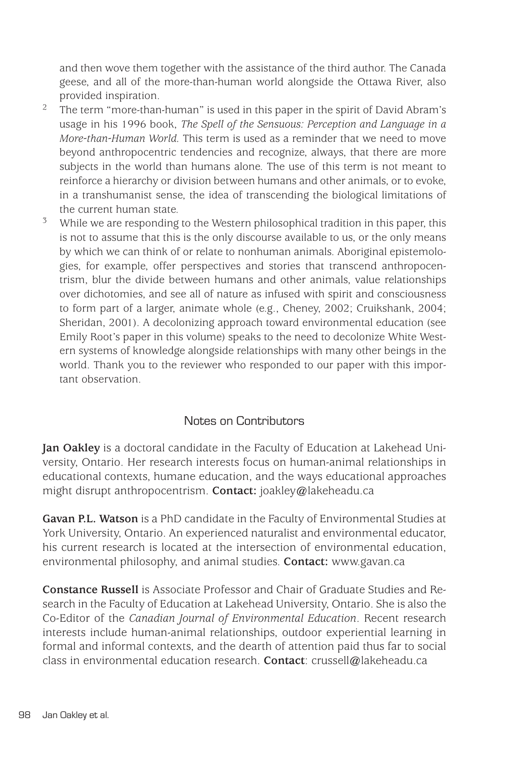and then wove them together with the assistance of the third author. The Canada geese, and all of the more-than-human world alongside the Ottawa River, also provided inspiration.

[2] The term "more-than-human" is used in this paper in the spirit of David Abram's usage in his 1996 book, *The Spell of the Sensuous: Perception and Language in a More-than-Human World.* This term is used as a reminder that we need to move beyond anthropocentric tendencies and recognize, always, that there are more subjects in the world than humans alone. The use of this term is not meant to reinforce a hierarchy or division between humans and other animals, or to evoke, in a transhumanist sense, the idea of transcending the biological limitations of the current human state.

[3] While we are responding to the Western philosophical tradition in this paper, this is not to assume that this is the only discourse available to us, or the only means by which we can think of or relate to nonhuman animals. Aboriginal epistemologies, for example, offer perspectives and stories that transcend anthropocentrism, blur the divide between humans and other animals, value relationships over dichotomies, and see all of nature as infused with spirit and consciousness to form part of a larger, animate whole (e.g., Cheney, 2002; Cruikshank, 2004; Sheridan, 2001). A decolonizing approach toward environmental education (see Emily Root's paper in this volume) speaks to the need to decolonize White Western systems of knowledge alongside relationships with many other beings in the world. Thank you to the reviewer who responded to our paper with this important observation.

## Notes on Contributors

**Jan Oakley** is a doctoral candidate in the Faculty of Education at Lakehead University, Ontario. Her research interests focus on human-animal relationships in educational contexts, humane education, and the ways educational approaches might disrupt anthropocentrism. **Contact:** joakley@lakeheadu.ca

**Gavan P.L. Watson** is a PhD candidate in the Faculty of Environmental Studies at York University, Ontario. An experienced naturalist and environmental educator, his current research is located at the intersection of environmental education, environmental philosophy, and animal studies. **Contact:** www.gavan.ca

**Constance Russell** is Associate Professor and Chair of Graduate Studies and Research in the Faculty of Education at Lakehead University, Ontario. She is also the Co-Editor of the *Canadian Journal of Environmental Education*. Recent research interests include human-animal relationships, outdoor experiential learning in formal and informal contexts, and the dearth of attention paid thus far to social class in environmental education research. **Contact**: crussell@lakeheadu.ca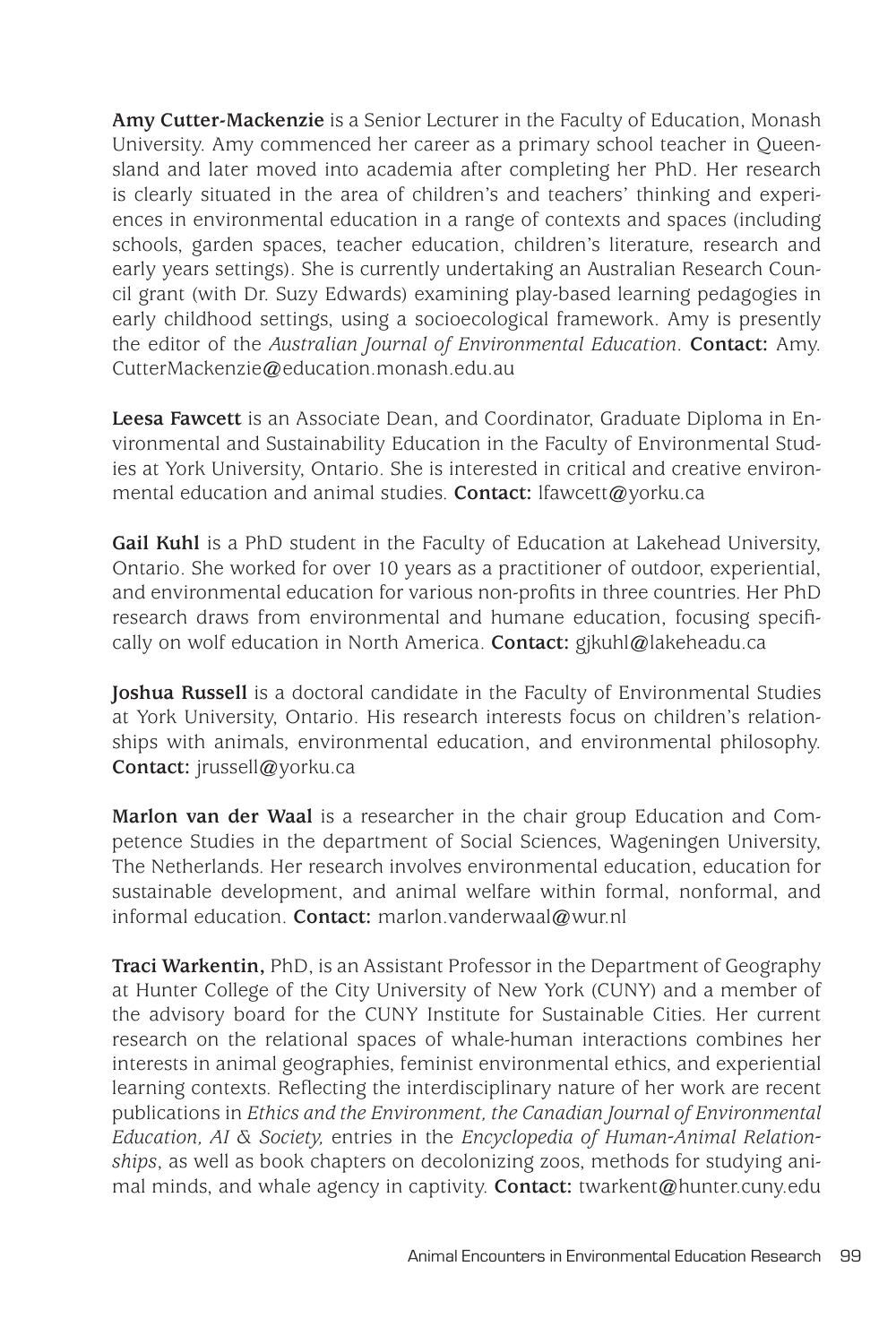**Amy Cutter-Mackenzie** is a Senior Lecturer in the Faculty of Education, Monash University. Amy commenced her career as a primary school teacher in Queensland and later moved into academia after completing her PhD. Her research is clearly situated in the area of children's and teachers' thinking and experiences in environmental education in a range of contexts and spaces (including schools, garden spaces, teacher education, children's literature, research and early years settings). She is currently undertaking an Australian Research Council grant (with Dr. Suzy Edwards) examining play-based learning pedagogies in early childhood settings, using a socioecological framework. Amy is presently the editor of the *Australian Journal of Environmental Education*. **Contact:** Amy.CutterMackenzie@education.monash.edu.au

**Leesa Fawcett** is an Associate Dean, and Coordinator, Graduate Diploma in Environmental and Sustainability Education in the Faculty of Environmental Studies at York University, Ontario. She is interested in critical and creative environmental education and animal studies. **Contact:** lfawcett@yorku.ca

**Gail Kuhl** is a PhD student in the Faculty of Education at Lakehead University, Ontario. She worked for over 10 years as a practitioner of outdoor, experiential, and environmental education for various non-profits in three countries. Her PhD research draws from environmental and humane education, focusing specifically on wolf education in North America. **Contact:** gjkuhl@lakeheadu.ca

**Joshua Russell** is a doctoral candidate in the Faculty of Environmental Studies at York University, Ontario. His research interests focus on children's relationships with animals, environmental education, and environmental philosophy. **Contact:** jrussell@yorku.ca

**Marlon van der Waal** is a researcher in the chair group Education and Competence Studies in the department of Social Sciences, Wageningen University, The Netherlands. Her research involves environmental education, education for sustainable development, and animal welfare within formal, nonformal, and informal education. **Contact:** marlon.vanderwaal@wur.nl

**Traci Warkentin,** PhD, is an Assistant Professor in the Department of Geography at Hunter College of the City University of New York (CUNY) and a member of the advisory board for the CUNY Institute for Sustainable Cities. Her current research on the relational spaces of whale-human interactions combines her interests in animal geographies, feminist environmental ethics, and experiential learning contexts. Reflecting the interdisciplinary nature of her work are recent publications in *Ethics and the Environment, the Canadian Journal of Environmental Education, AI & Society,* entries in the *Encyclopedia of Human-Animal Relationships*, as well as book chapters on decolonizing zoos, methods for studying animal minds, and whale agency in captivity. **Contact:** twarkent@hunter.cuny.edu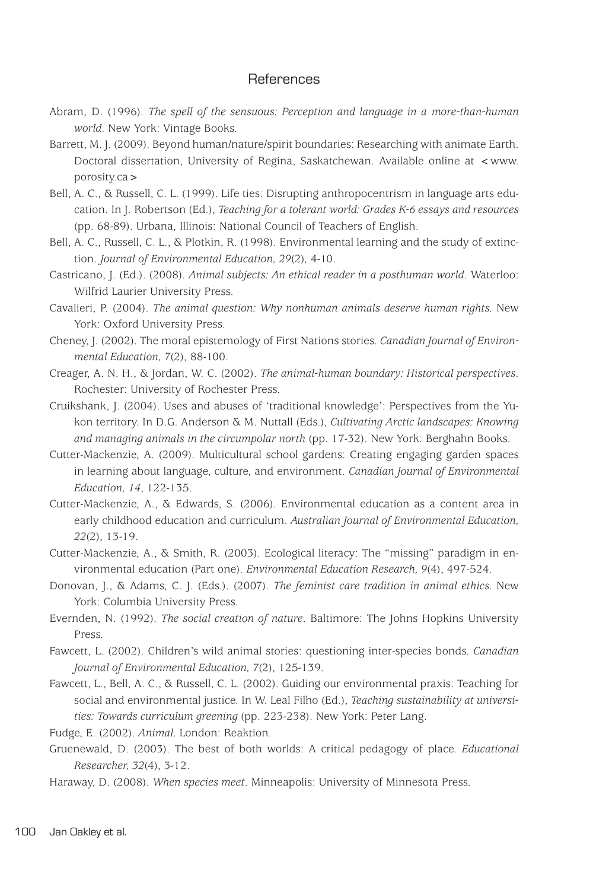## References

Abram, D. (1996). *The spell of the sensuous: Perception and language in a more-than-human world*. New York: Vintage Books.

Barrett, M. J. (2009). Beyond human/nature/spirit boundaries: Researching with animate Earth. Doctoral dissertation, University of Regina, Saskatchewan. Available online at <www.porosity.ca>

Bell, A. C., & Russell, C. L. (1999). Life ties: Disrupting anthropocentrism in language arts education. In J. Robertson (Ed.), *Teaching for a tolerant world: Grades K-6 essays and resources* (pp. 68-89). Urbana, Illinois: National Council of Teachers of English.

Bell, A. C., Russell, C. L., & Plotkin, R. (1998). Environmental learning and the study of extinction. *Journal of Environmental Education, 29*(2), 4-10.

Castricano, J. (Ed.). (2008). *Animal subjects: An ethical reader in a posthuman world*. Waterloo: Wilfrid Laurier University Press.

Cavalieri, P. (2004). *The animal question: Why nonhuman animals deserve human rights*. New York: Oxford University Press.

Cheney, J. (2002). The moral epistemology of First Nations stories. *Canadian Journal of Environmental Education, 7*(2), 88-100.

Creager, A. N. H., & Jordan, W. C. (2002). *The animal-human boundary: Historical perspectives*. Rochester: University of Rochester Press.

Cruikshank, J. (2004). Uses and abuses of 'traditional knowledge': Perspectives from the Yukon territory. In D.G. Anderson & M. Nuttall (Eds.), *Cultivating Arctic landscapes: Knowing and managing animals in the circumpolar north* (pp. 17-32). New York: Berghahn Books.

Cutter-Mackenzie, A. (2009). Multicultural school gardens: Creating engaging garden spaces in learning about language, culture, and environment. *Canadian Journal of Environmental Education, 14*, 122-135.

Cutter-Mackenzie, A., & Edwards, S. (2006). Environmental education as a content area in early childhood education and curriculum. *Australian Journal of Environmental Education, 22*(2), 13-19.

Cutter-Mackenzie, A., & Smith, R. (2003). Ecological literacy: The "missing" paradigm in environmental education (Part one). *Environmental Education Research, 9*(4), 497-524.

Donovan, J., & Adams, C. J. (Eds.). (2007). *The feminist care tradition in animal ethics*. New York: Columbia University Press.

Evernden, N. (1992). *The social creation of nature*. Baltimore: The Johns Hopkins University Press.

Fawcett, L. (2002). Children's wild animal stories: questioning inter-species bonds. *Canadian Journal of Environmental Education, 7*(2), 125-139.

Fawcett, L., Bell, A. C., & Russell, C. L. (2002). Guiding our environmental praxis: Teaching for social and environmental justice. In W. Leal Filho (Ed.), *Teaching sustainability at universities: Towards curriculum greening* (pp. 223-238). New York: Peter Lang.

Fudge, E. (2002). *Animal*. London: Reaktion.

Gruenewald, D. (2003). The best of both worlds: A critical pedagogy of place. *Educational Researcher, 32*(4), 3-12.

Haraway, D. (2008). *When species meet*. Minneapolis: University of Minnesota Press.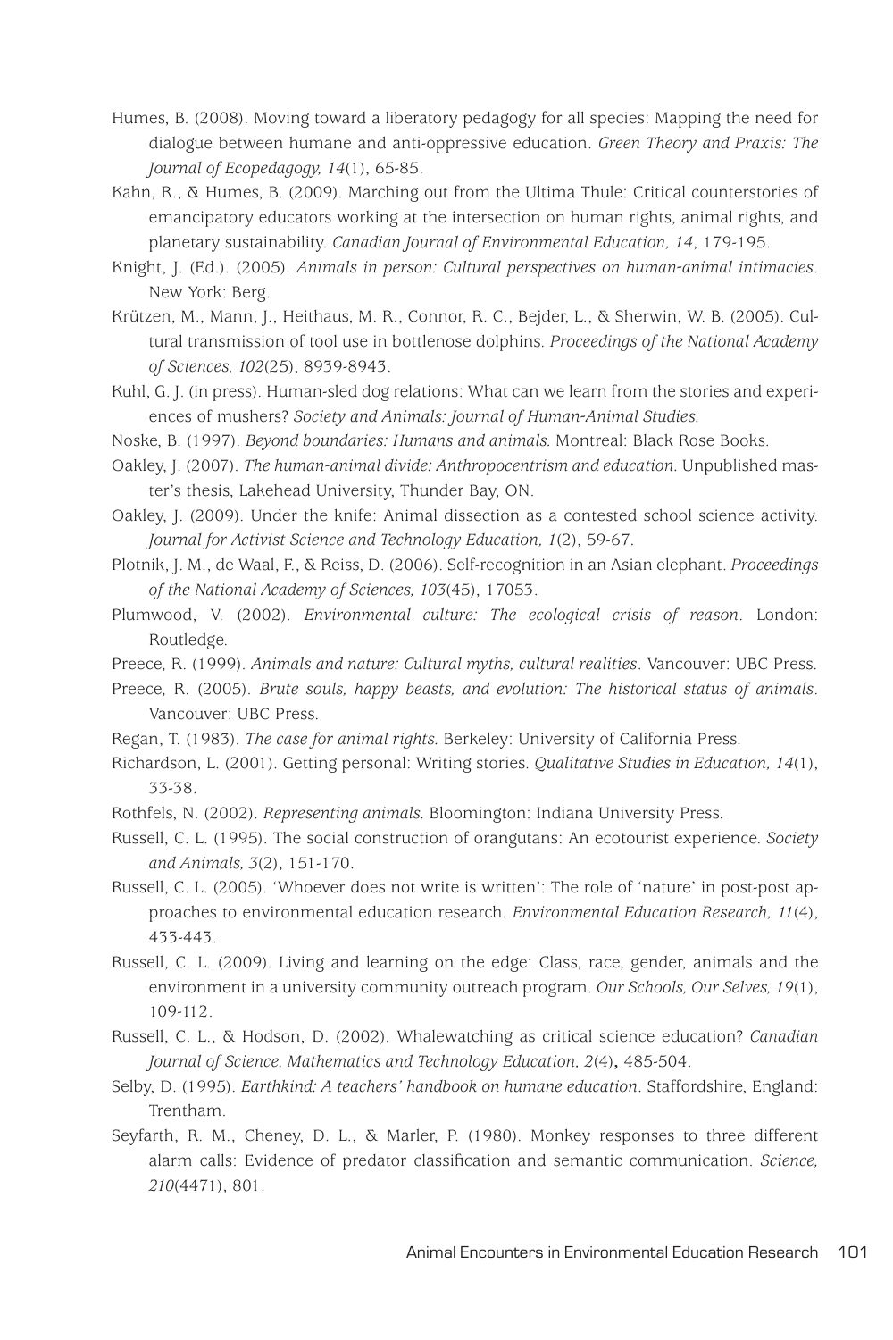Humes, B. (2008). Moving toward a liberatory pedagogy for all species: Mapping the need for dialogue between humane and anti-oppressive education. *Green Theory and Praxis: The Journal of Ecopedagogy, 14*(1), 65-85.

Kahn, R., & Humes, B. (2009). Marching out from the Ultima Thule: Critical counterstories of emancipatory educators working at the intersection on human rights, animal rights, and planetary sustainability. *Canadian Journal of Environmental Education, 14*, 179-195.

Knight, J. (Ed.). (2005). *Animals in person: Cultural perspectives on human-animal intimacies*. New York: Berg.

Krützen, M., Mann, J., Heithaus, M. R., Connor, R. C., Bejder, L., & Sherwin, W. B. (2005). Cultural transmission of tool use in bottlenose dolphins. *Proceedings of the National Academy of Sciences, 102*(25), 8939-8943.

Kuhl, G. J. (in press). Human-sled dog relations: What can we learn from the stories and experiences of mushers? *Society and Animals: Journal of Human-Animal Studies.*

Noske, B. (1997). *Beyond boundaries: Humans and animals.* Montreal: Black Rose Books.

Oakley, J. (2007). *The human-animal divide: Anthropocentrism and education*. Unpublished master's thesis, Lakehead University, Thunder Bay, ON.

Oakley, J. (2009). Under the knife: Animal dissection as a contested school science activity. *Journal for Activist Science and Technology Education, 1*(2), 59-67.

Plotnik, J. M., de Waal, F., & Reiss, D. (2006). Self-recognition in an Asian elephant. *Proceedings of the National Academy of Sciences, 103*(45), 17053.

Plumwood, V. (2002). *Environmental culture: The ecological crisis of reason*. London: Routledge.

Preece, R. (1999). *Animals and nature: Cultural myths, cultural realities*. Vancouver: UBC Press.

Preece, R. (2005). *Brute souls, happy beasts, and evolution: The historical status of animals*. Vancouver: UBC Press.

Regan, T. (1983). *The case for animal rights.* Berkeley: University of California Press.

Richardson, L. (2001). Getting personal: Writing stories. *Qualitative Studies in Education, 14*(1), 33-38.

Rothfels, N. (2002). *Representing animals.* Bloomington: Indiana University Press.

Russell, C. L. (1995). The social construction of orangutans: An ecotourist experience. *Society and Animals, 3*(2), 151-170.

Russell, C. L. (2005). 'Whoever does not write is written': The role of 'nature' in post-post approaches to environmental education research. *Environmental Education Research, 11*(4), 433-443.

Russell, C. L. (2009). Living and learning on the edge: Class, race, gender, animals and the environment in a university community outreach program. *Our Schools, Our Selves, 19*(1), 109-112.

Russell, C. L., & Hodson, D. (2002). Whalewatching as critical science education? *Canadian Journal of Science, Mathematics and Technology Education, 2*(4), 485-504.

Selby, D. (1995). *Earthkind: A teachers' handbook on humane education*. Staffordshire, England: Trentham.

Seyfarth, R. M., Cheney, D. L., & Marler, P. (1980). Monkey responses to three different alarm calls: Evidence of predator classification and semantic communication. *Science, 210*(4471), 801.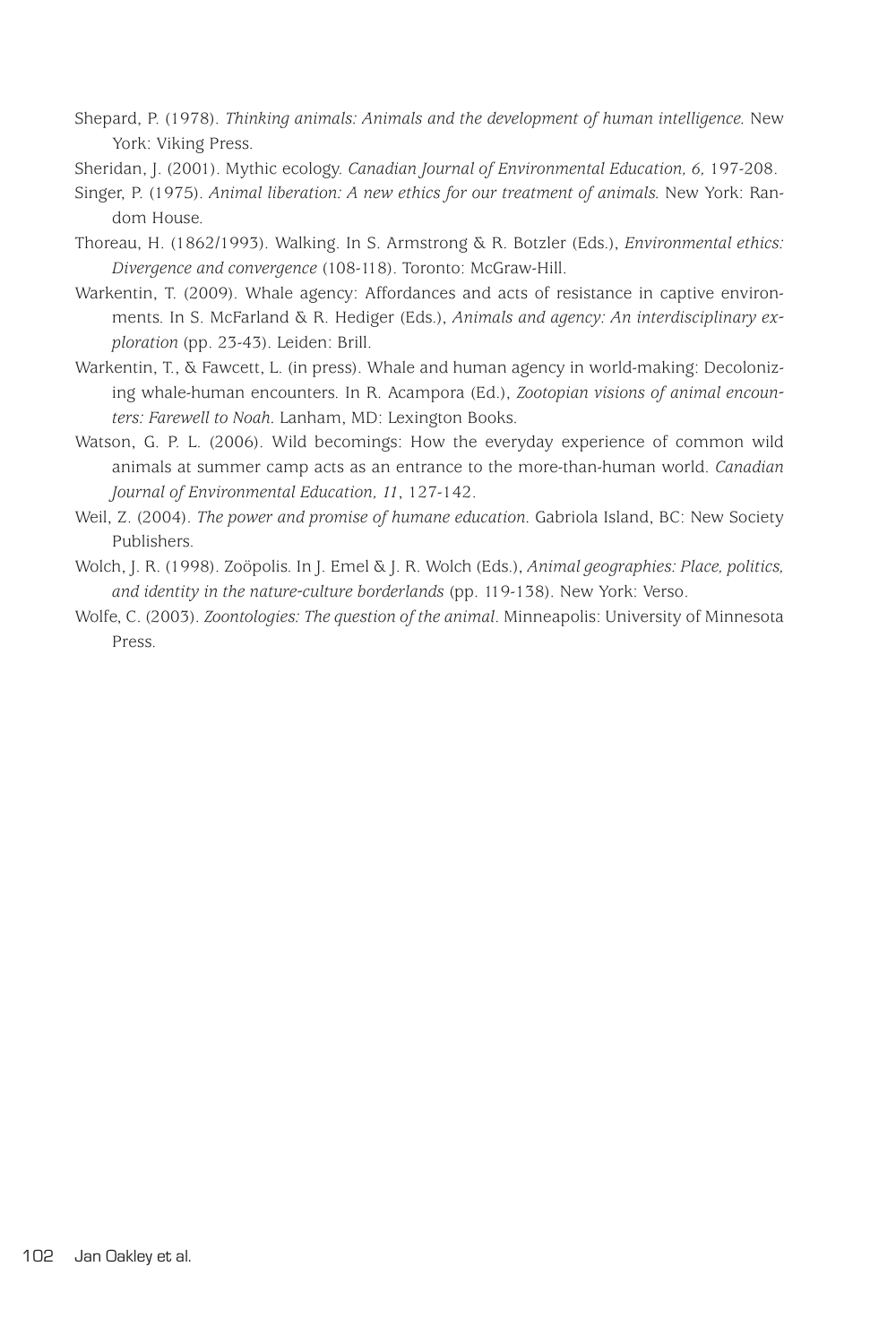Shepard, P. (1978). *Thinking animals: Animals and the development of human intelligence*. New York: Viking Press.

Sheridan, J. (2001). Mythic ecology. *Canadian Journal of Environmental Education, 6*, 197-208.

Singer, P. (1975). *Animal liberation: A new ethics for our treatment of animals*. New York: Random House.

Thoreau, H. (1862/1993). Walking. In S. Armstrong & R. Botzler (Eds.), *Environmental ethics: Divergence and convergence* (108-118). Toronto: McGraw-Hill.

Warkentin, T. (2009). Whale agency: Affordances and acts of resistance in captive environments. In S. McFarland & R. Hediger (Eds.), *Animals and agency: An interdisciplinary exploration* (pp. 23-43). Leiden: Brill.

Warkentin, T., & Fawcett, L. (in press). Whale and human agency in world-making: Decolonizing whale-human encounters. In R. Acampora (Ed.), *Zootopian visions of animal encounters: Farewell to Noah*. Lanham, MD: Lexington Books.

Watson, G. P. L. (2006). Wild becomings: How the everyday experience of common wild animals at summer camp acts as an entrance to the more-than-human world. *Canadian Journal of Environmental Education, 11*, 127-142.

Weil, Z. (2004). *The power and promise of humane education*. Gabriola Island, BC: New Society Publishers.

Wolch, J. R. (1998). Zoöpolis. In J. Emel & J. R. Wolch (Eds.), *Animal geographies: Place, politics, and identity in the nature-culture borderlands* (pp. 119-138). New York: Verso.

Wolfe, C. (2003). *Zoontologies: The question of the animal*. Minneapolis: University of Minnesota Press.